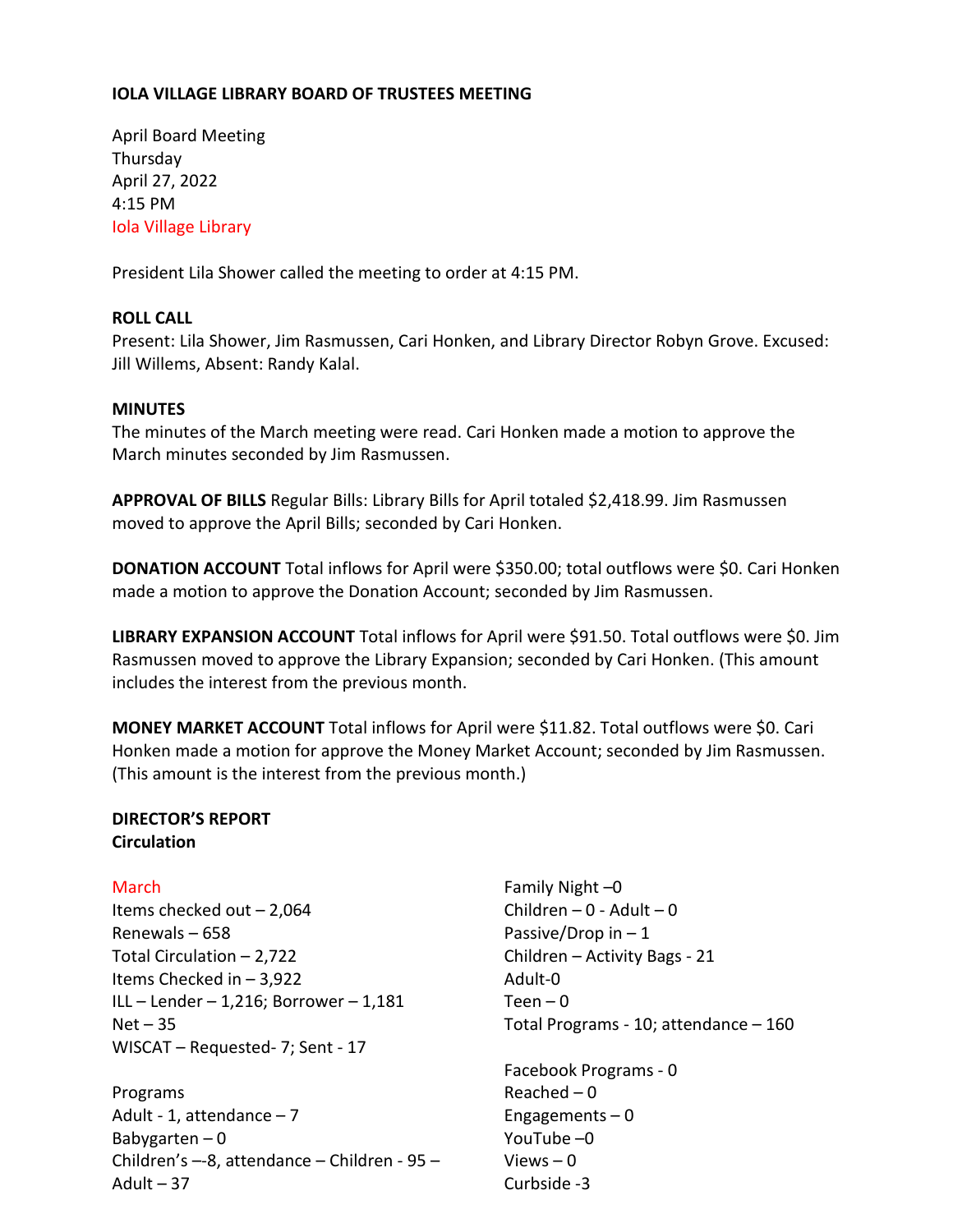**IOLA VILLAGE LIBRARY BOARD OF TRUSTEES MEETING**

April Board Meeting
Thursday
April 27, 2022
4:15 PM
Iola Village Library

President Lila Shower called the meeting to order at 4:15 PM.

**ROLL CALL**
Present: Lila Shower, Jim Rasmussen, Cari Honken, and Library Director Robyn Grove. Excused: Jill Willems, Absent: Randy Kalal.

**MINUTES**
The minutes of the March meeting were read. Cari Honken made a motion to approve the March minutes seconded by Jim Rasmussen.

**APPROVAL OF BILLS** Regular Bills: Library Bills for April totaled $2,418.99. Jim Rasmussen moved to approve the April Bills; seconded by Cari Honken.

**DONATION ACCOUNT** Total inflows for April were $350.00; total outflows were $0. Cari Honken made a motion to approve the Donation Account; seconded by Jim Rasmussen.

**LIBRARY EXPANSION ACCOUNT** Total inflows for April were $91.50. Total outflows were $0. Jim Rasmussen moved to approve the Library Expansion; seconded by Cari Honken. (This amount includes the interest from the previous month.

**MONEY MARKET ACCOUNT** Total inflows for April were $11.82. Total outflows were $0. Cari Honken made a motion for approve the Money Market Account; seconded by Jim Rasmussen. (This amount is the interest from the previous month.)

**DIRECTOR'S REPORT**
**Circulation**

March
Items checked out – 2,064
Renewals – 658
Total Circulation – 2,722
Items Checked in – 3,922
ILL – Lender – 1,216; Borrower – 1,181
Net – 35
WISCAT – Requested- 7; Sent - 17

Programs
Adult - 1, attendance – 7
Babygarten – 0
Children's –-8, attendance – Children - 95 – Adult – 37
Family Night –0
Children – 0 - Adult – 0
Passive/Drop in – 1
Children – Activity Bags - 21
Adult-0
Teen – 0
Total Programs - 10; attendance – 160

Facebook Programs - 0
Reached – 0
Engagements – 0
YouTube –0
Views – 0
Curbside -3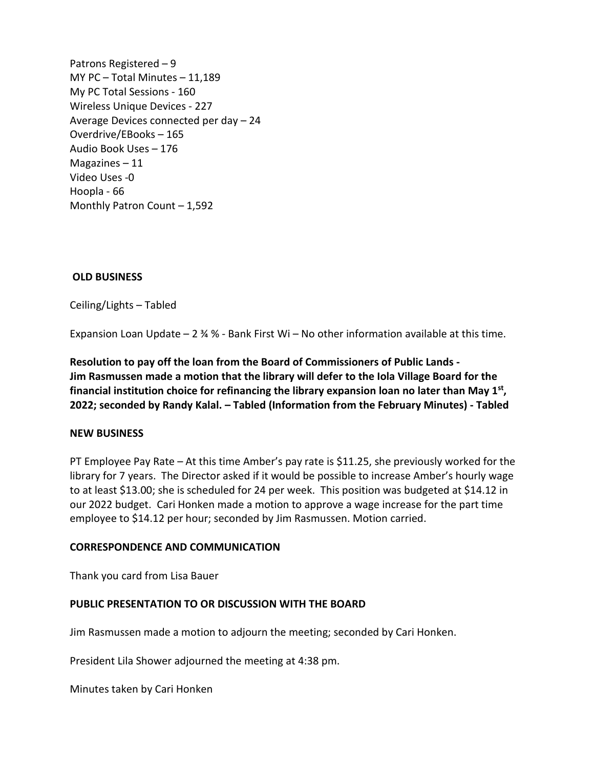Patrons Registered – 9
MY PC – Total Minutes – 11,189
My PC Total Sessions - 160
Wireless Unique Devices - 227
Average Devices connected per day – 24
Overdrive/EBooks – 165
Audio Book Uses – 176
Magazines – 11
Video Uses -0
Hoopla - 66
Monthly Patron Count – 1,592

**OLD BUSINESS**

Ceiling/Lights – Tabled

Expansion Loan Update – 2 ¾ % - Bank First Wi – No other information available at this time.

**Resolution to pay off the loan from the Board of Commissioners of Public Lands - Jim Rasmussen made a motion that the library will defer to the Iola Village Board for the financial institution choice for refinancing the library expansion loan no later than May 1st, 2022; seconded by Randy Kalal. – Tabled (Information from the February Minutes) - Tabled**

**NEW BUSINESS**

PT Employee Pay Rate – At this time Amber's pay rate is $11.25, she previously worked for the library for 7 years. The Director asked if it would be possible to increase Amber's hourly wage to at least $13.00; she is scheduled for 24 per week. This position was budgeted at $14.12 in our 2022 budget. Cari Honken made a motion to approve a wage increase for the part time employee to $14.12 per hour; seconded by Jim Rasmussen. Motion carried.

**CORRESPONDENCE AND COMMUNICATION**

Thank you card from Lisa Bauer

**PUBLIC PRESENTATION TO OR DISCUSSION WITH THE BOARD**

Jim Rasmussen made a motion to adjourn the meeting; seconded by Cari Honken.

President Lila Shower adjourned the meeting at 4:38 pm.

Minutes taken by Cari Honken